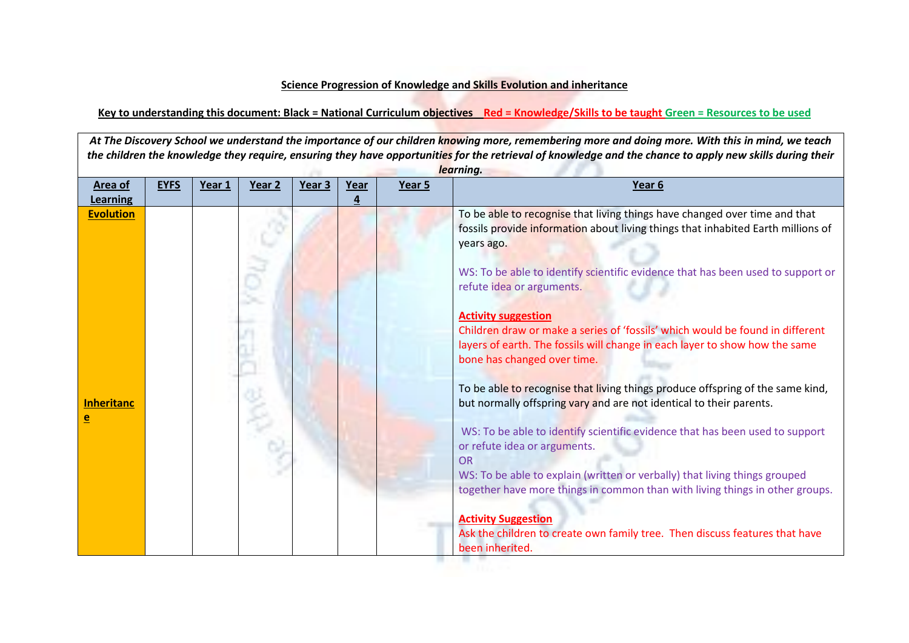**Science Progression of Knowledge and Skills Evolution and inheritance**

**Key to understanding this document: Black = National Curriculum objectives   Red = Knowledge/Skills to be taught Green = Resources to be used**

| *At The Discovery School we understand the importance of our children knowing more, remembering more and doing more. With this in mind, we teach the children the knowledge they require, ensuring they have opportunities for the retrieval of knowledge and the chance to apply new skills during their learning.* | | | | | | | |
|---|---|---|---|---|---|---|---|
| **Area of Learning** | **EYFS** | **Year 1** | **Year 2** | **Year 3** | **Year 4** | **Year 5** | **Year 6** |
| **Evolution** | | | | | | | To be able to recognise that living things have changed over time and that fossils provide information about living things that inhabited Earth millions of years ago.<br><br>WS: To be able to identify scientific evidence that has been used to support or refute idea or arguments.<br><br>**Activity suggestion**<br>Children draw or make a series of 'fossils' which would be found in different layers of earth. The fossils will change in each layer to show how the same bone has changed over time. |
| **Inheritance** | | | | | | | To be able to recognise that living things produce offspring of the same kind, but normally offspring vary and are not identical to their parents.<br><br>WS: To be able to identify scientific evidence that has been used to support or refute idea or arguments.<br>OR<br>WS: To be able to explain (written or verbally) that living things grouped together have more things in common than with living things in other groups.<br><br>**Activity Suggestion**<br>Ask the children to create own family tree. Then discuss features that have been inherited. |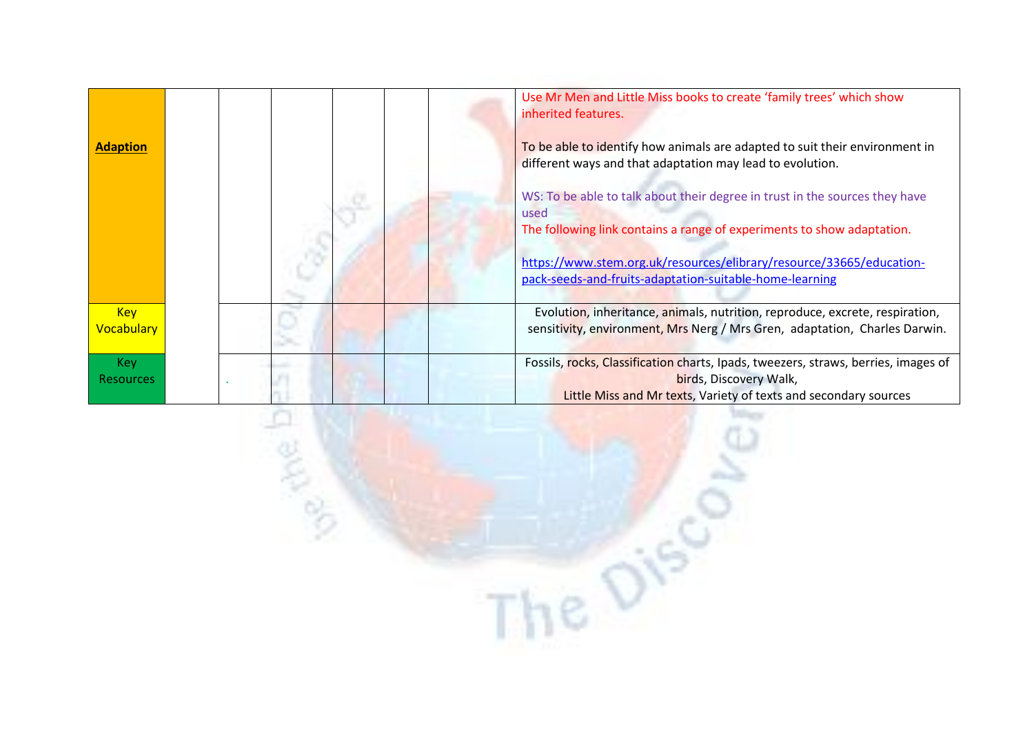| | | | | | | | |
|---|---|---|---|---|---|---|---|
| **Adaption** | | | | | | | Use Mr Men and Little Miss books to create 'family trees' which show inherited features.<br><br>To be able to identify how animals are adapted to suit their environment in different ways and that adaptation may lead to evolution.<br><br>WS: To be able to talk about their degree in trust in the sources they have used<br>The following link contains a range of experiments to show adaptation.<br><br>https://www.stem.org.uk/resources/elibrary/resource/33665/education-pack-seeds-and-fruits-adaptation-suitable-home-learning |
| Key Vocabulary | | | | | | | Evolution, inheritance, animals, nutrition, reproduce, excrete, respiration, sensitivity, environment, Mrs Nerg / Mrs Gren, adaptation, Charles Darwin. |
| Key Resources | | . | | | | | Fossils, rocks, Classification charts, Ipads, tweezers, straws, berries, images of birds, Discovery Walk,<br>Little Miss and Mr texts, Variety of texts and secondary sources |